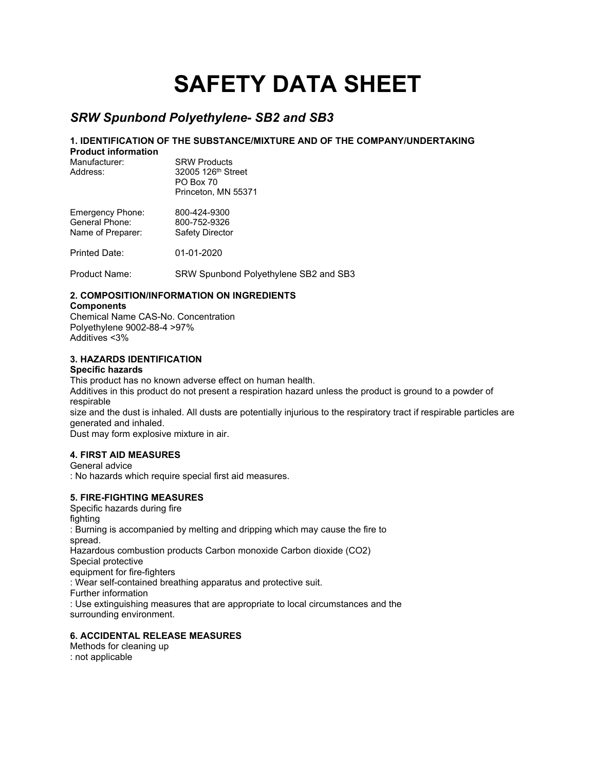# SAFETY DATA SHEET

## *SRW Spunbond Polyethylene- SB2 and SB3*

### 1. IDENTIFICATION OF THE SUBSTANCE/MIXTURE AND OF THE COMPANY/UNDERTAKING

**Product information**

Manufacturer: SRW Products
Address: 32005 126th Street
PO Box 70
Princeton, MN 55371

Emergency Phone: 800-424-9300
General Phone: 800-752-9326
Name of Preparer: Safety Director

Printed Date: 01-01-2020

Product Name: SRW Spunbond Polyethylene SB2 and SB3

### 2. COMPOSITION/INFORMATION ON INGREDIENTS

**Components**

Chemical Name CAS-No. Concentration
Polyethylene 9002-88-4 >97%
Additives <3%

### 3. HAZARDS IDENTIFICATION

**Specific hazards**

This product has no known adverse effect on human health.
Additives in this product do not present a respiration hazard unless the product is ground to a powder of respirable
size and the dust is inhaled. All dusts are potentially injurious to the respiratory tract if respirable particles are generated and inhaled.
Dust may form explosive mixture in air.

### 4. FIRST AID MEASURES

General advice
: No hazards which require special first aid measures.

### 5. FIRE-FIGHTING MEASURES

Specific hazards during fire
fighting
: Burning is accompanied by melting and dripping which may cause the fire to
spread.
Hazardous combustion products Carbon monoxide Carbon dioxide ($CO_2$)
Special protective
equipment for fire-fighters
: Wear self-contained breathing apparatus and protective suit.
Further information
: Use extinguishing measures that are appropriate to local circumstances and the
surrounding environment.

### 6. ACCIDENTAL RELEASE MEASURES

Methods for cleaning up
: not applicable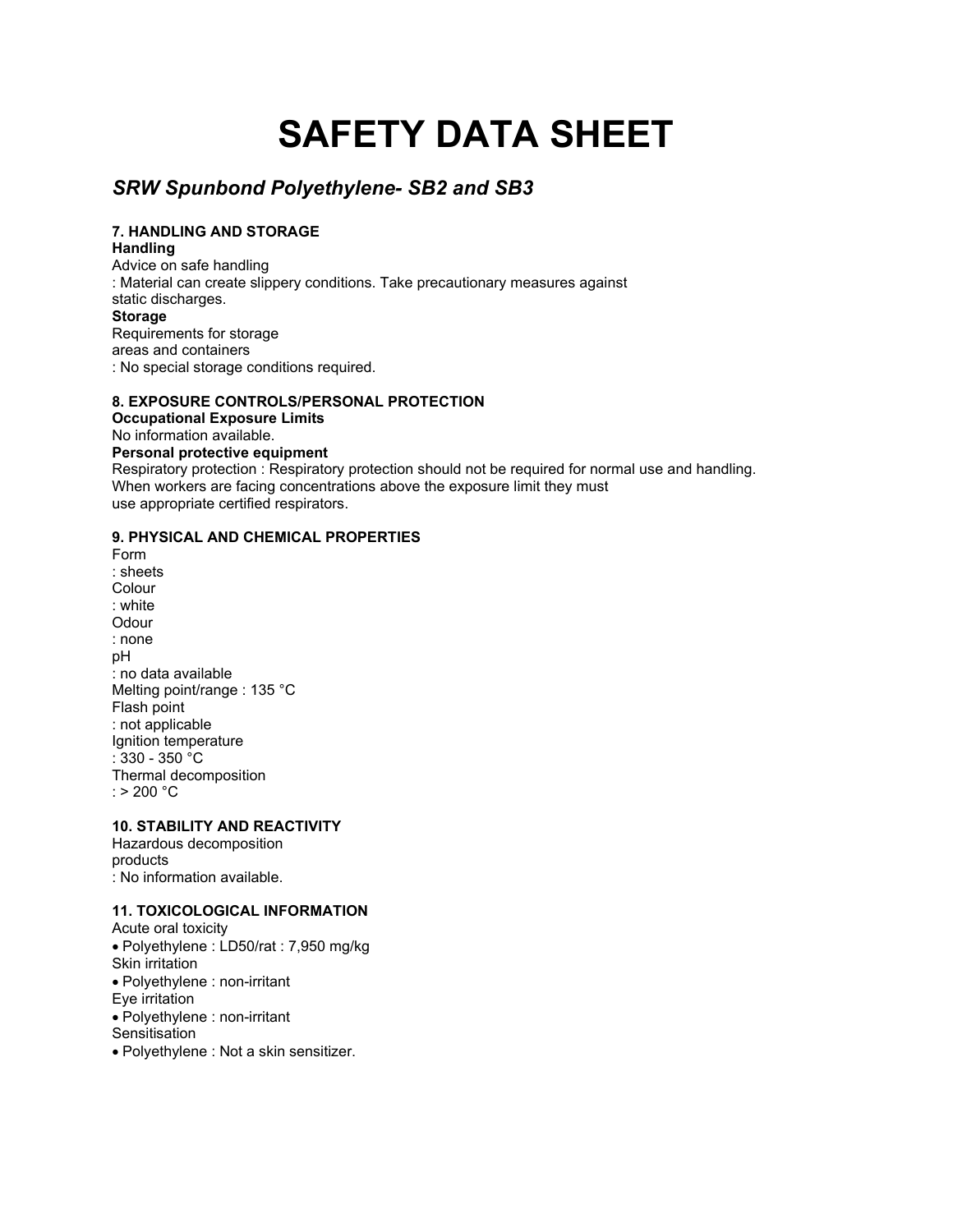# SAFETY DATA SHEET

## *SRW Spunbond Polyethylene- SB2 and SB3*

### 7. HANDLING AND STORAGE

**Handling**

Advice on safe handling
: Material can create slippery conditions. Take precautionary measures against static discharges.

**Storage**

Requirements for storage areas and containers
: No special storage conditions required.

### 8. EXPOSURE CONTROLS/PERSONAL PROTECTION

**Occupational Exposure Limits**

No information available.

**Personal protective equipment**

Respiratory protection : Respiratory protection should not be required for normal use and handling. When workers are facing concentrations above the exposure limit they must use appropriate certified respirators.

### 9. PHYSICAL AND CHEMICAL PROPERTIES

Form
: sheets

Colour
: white

Odour
: none

pH
: no data available

Melting point/range : 135 °C

Flash point
: not applicable

Ignition temperature
: 330 - 350 °C

Thermal decomposition
: > 200 °C

### 10. STABILITY AND REACTIVITY

Hazardous decomposition products
: No information available.

### 11. TOXICOLOGICAL INFORMATION

Acute oral toxicity

- Polyethylene : LD50/rat : 7,950 mg/kg

Skin irritation

- Polyethylene : non-irritant

Eye irritation

- Polyethylene : non-irritant

Sensitisation

- Polyethylene : Not a skin sensitizer.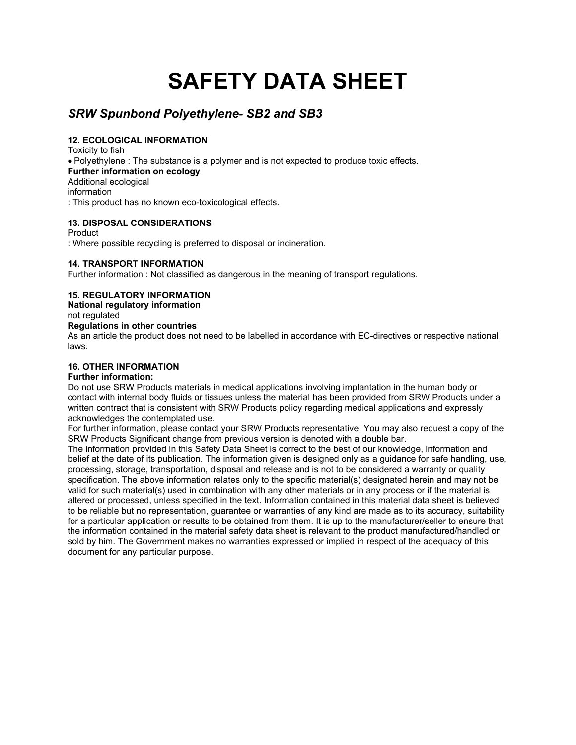# SAFETY DATA SHEET

## *SRW Spunbond Polyethylene- SB2 and SB3*

### 12. ECOLOGICAL INFORMATION

Toxicity to fish

- Polyethylene : The substance is a polymer and is not expected to produce toxic effects.

**Further information on ecology**

Additional ecological
information
: This product has no known eco-toxicological effects.

### 13. DISPOSAL CONSIDERATIONS

Product
: Where possible recycling is preferred to disposal or incineration.

### 14. TRANSPORT INFORMATION

Further information : Not classified as dangerous in the meaning of transport regulations.

### 15. REGULATORY INFORMATION

**National regulatory information**

not regulated

**Regulations in other countries**

As an article the product does not need to be labelled in accordance with EC-directives or respective national laws.

### 16. OTHER INFORMATION

**Further information:**

Do not use SRW Products materials in medical applications involving implantation in the human body or contact with internal body fluids or tissues unless the material has been provided from SRW Products under a written contract that is consistent with SRW Products policy regarding medical applications and expressly acknowledges the contemplated use.
For further information, please contact your SRW Products representative. You may also request a copy of the SRW Products Significant change from previous version is denoted with a double bar.
The information provided in this Safety Data Sheet is correct to the best of our knowledge, information and belief at the date of its publication. The information given is designed only as a guidance for safe handling, use, processing, storage, transportation, disposal and release and is not to be considered a warranty or quality specification. The above information relates only to the specific material(s) designated herein and may not be valid for such material(s) used in combination with any other materials or in any process or if the material is altered or processed, unless specified in the text. Information contained in this material data sheet is believed to be reliable but no representation, guarantee or warranties of any kind are made as to its accuracy, suitability for a particular application or results to be obtained from them. It is up to the manufacturer/seller to ensure that the information contained in the material safety data sheet is relevant to the product manufactured/handled or sold by him. The Government makes no warranties expressed or implied in respect of the adequacy of this document for any particular purpose.